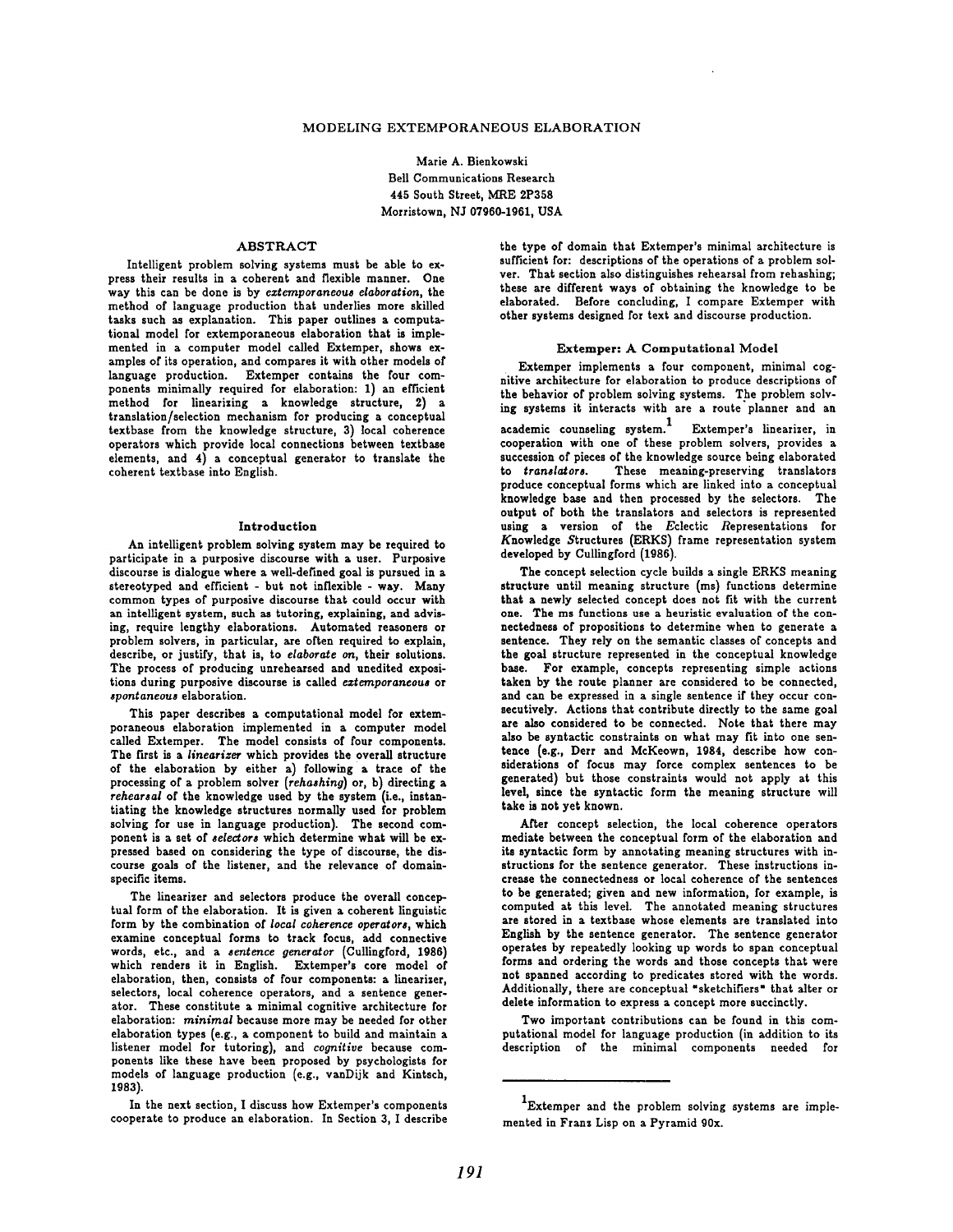# MODELING EXTEMPORANEOUS ELABORATION

Marie A. Bienkowski
Bell Communications Research
445 South Street, MRE 2P358
Morristown, NJ 07960-1961, USA

## ABSTRACT

Intelligent problem solving systems must be able to express their results in a coherent and flexible manner. One way this can be done is by *extemporaneous elaboration*, the method of language production that underlies more skilled tasks such as explanation. This paper outlines a computational model for extemporaneous elaboration that is implemented in a computer model called Extemper, shows examples of its operation, and compares it with other models of language production. Extemper contains the four components minimally required for elaboration: 1) an efficient method for linearizing a knowledge structure, 2) a translation/selection mechanism for producing a conceptual textbase from the knowledge structure, 3) local coherence operators which provide local connections between textbase elements, and 4) a conceptual generator to translate the coherent textbase into English.

## Introduction

An intelligent problem solving system may be required to participate in a purposive discourse with a user. Purposive discourse is dialogue where a well-defined goal is pursued in a stereotyped and efficient - but not inflexible - way. Many common types of purposive discourse that could occur with an intelligent system, such as tutoring, explaining, and advising, require lengthy elaborations. Automated reasoners or problem solvers, in particular, are often required to explain, describe, or justify, that is, to *elaborate on*, their solutions. The process of producing unrehearsed and unedited expositions during purposive discourse is called *extemporaneous* or *spontaneous* elaboration.

This paper describes a computational model for extemporaneous elaboration implemented in a computer model called Extemper. The model consists of four components. The first is a *linearizer* which provides the overall structure of the elaboration by either a) following a trace of the processing of a problem solver (*rehashing*) or, b) directing a *rehearsal* of the knowledge used by the system (i.e., instantiating the knowledge structures normally used for problem solving for use in language production). The second component is a set of *selectors* which determine what will be expressed based on considering the type of discourse, the discourse goals of the listener, and the relevance of domain-specific items.

The linearizer and selectors produce the overall conceptual form of the elaboration. It is given a coherent linguistic form by the combination of *local coherence operators*, which examine conceptual forms to track focus, add connective words, etc., and a *sentence generator* (Cullingford, 1986) which renders it in English. Extemper's core model of elaboration, then, consists of four components: a linearizer, selectors, local coherence operators, and a sentence generator. These constitute a minimal cognitive architecture for elaboration: *minimal* because more may be needed for other elaboration types (e.g., a component to build and maintain a listener model for tutoring), and *cognitive* because components like these have been proposed by psychologists for models of language production (e.g., vanDijk and Kintsch, 1983).

In the next section, I discuss how Extemper's components cooperate to produce an elaboration. In Section 3, I describe the type of domain that Extemper's minimal architecture is sufficient for: descriptions of the operations of a problem solver. That section also distinguishes rehearsal from rehashing; these are different ways of obtaining the knowledge to be elaborated. Before concluding, I compare Extemper with other systems designed for text and discourse production.

## Extemper: A Computational Model

Extemper implements a four component, minimal cognitive architecture for elaboration to produce descriptions of the behavior of problem solving systems. The problem solving systems it interacts with are a route planner and an academic counseling system.[1] Extemper's linearizer, in cooperation with one of these problem solvers, provides a succession of pieces of the knowledge source being elaborated to *translators*. These meaning-preserving translators produce conceptual forms which are linked into a conceptual knowledge base and then processed by the selectors. The output of both the translators and selectors is represented using a version of the *E*clectic *R*epresentations for *K*nowledge *S*tructures (ERKS) frame representation system developed by Cullingford (1986).

The concept selection cycle builds a single ERKS meaning structure until meaning structure (ms) functions determine that a newly selected concept does not fit with the current one. The ms functions use a heuristic evaluation of the connectedness of propositions to determine when to generate a sentence. They rely on the semantic classes of concepts and the goal structure represented in the conceptual knowledge base. For example, concepts representing simple actions taken by the route planner are considered to be connected, and can be expressed in a single sentence if they occur consecutively. Actions that contribute directly to the same goal are also considered to be connected. Note that there may also be syntactic constraints on what may fit into one sentence (e.g., Derr and McKeown, 1984, describe how considerations of focus may force complex sentences to be generated) but those constraints would not apply at this level, since the syntactic form the meaning structure will take is not yet known.

After concept selection, the local coherence operators mediate between the conceptual form of the elaboration and its syntactic form by annotating meaning structures with instructions for the sentence generator. These instructions increase the connectedness or local coherence of the sentences to be generated; given and new information, for example, is computed at this level. The annotated meaning structures are stored in a textbase whose elements are translated into English by the sentence generator. The sentence generator operates by repeatedly looking up words to span conceptual forms and ordering the words and those concepts that were not spanned according to predicates stored with the words. Additionally, there are conceptual "sketchifiers" that alter or delete information to express a concept more succinctly.

Two important contributions can be found in this computational model for language production (in addition to its description of the minimal components needed for

---

[1] Extemper and the problem solving systems are implemented in Franz Lisp on a Pyramid 90x.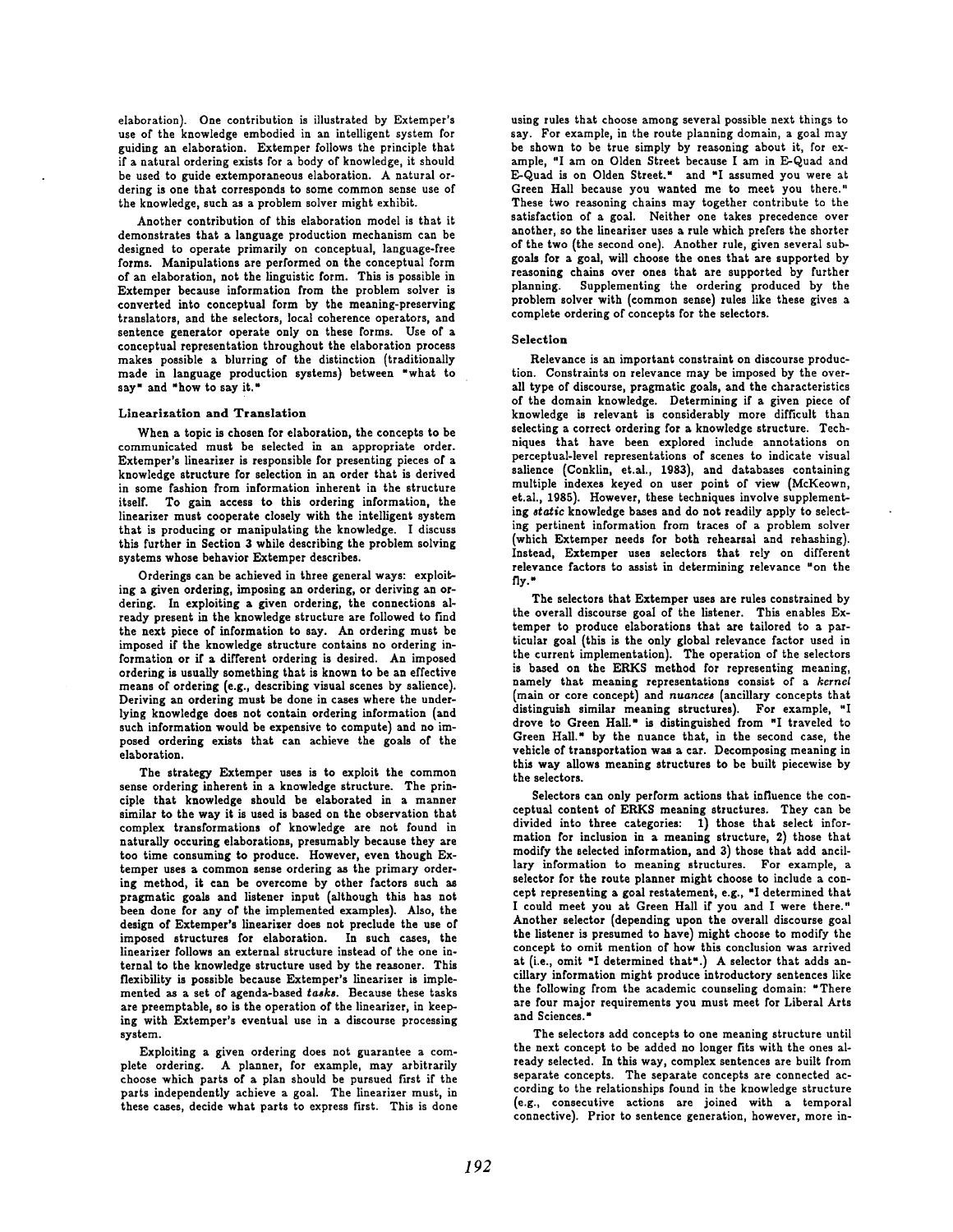elaboration). One contribution is illustrated by Extemper's use of the knowledge embodied in an intelligent system for guiding an elaboration. Extemper follows the principle that if a natural ordering exists for a body of knowledge, it should be used to guide extemporaneous elaboration. A natural ordering is one that corresponds to some common sense use of the knowledge, such as a problem solver might exhibit.

Another contribution of this elaboration model is that it demonstrates that a language production mechanism can be designed to operate primarily on conceptual, language-free forms. Manipulations are performed on the conceptual form of an elaboration, not the linguistic form. This is possible in Extemper because information from the problem solver is converted into conceptual form by the meaning-preserving translators, and the selectors, local coherence operators, and sentence generator operate only on these forms. Use of a conceptual representation throughout the elaboration process makes possible a blurring of the distinction (traditionally made in language production systems) between "what to say" and "how to say it."

### Linearization and Translation

When a topic is chosen for elaboration, the concepts to be communicated must be selected in an appropriate order. Extemper's linearizer is responsible for presenting pieces of a knowledge structure for selection in an order that is derived in some fashion from information inherent in the structure itself. To gain access to this ordering information, the linearizer must cooperate closely with the intelligent system that is producing or manipulating the knowledge. I discuss this further in Section 3 while describing the problem solving systems whose behavior Extemper describes.

Orderings can be achieved in three general ways: exploiting a given ordering, imposing an ordering, or deriving an ordering. In exploiting a given ordering, the connections already present in the knowledge structure are followed to find the next piece of information to say. An ordering must be imposed if the knowledge structure contains no ordering information or if a different ordering is desired. An imposed ordering is usually something that is known to be an effective means of ordering (e.g., describing visual scenes by salience). Deriving an ordering must be done in cases where the underlying knowledge does not contain ordering information (and such information would be expensive to compute) and no imposed ordering exists that can achieve the goals of the elaboration.

The strategy Extemper uses is to exploit the common sense ordering inherent in a knowledge structure. The principle that knowledge should be elaborated in a manner similar to the way it is used is based on the observation that complex transformations of knowledge are not found in naturally occuring elaborations, presumably because they are too time consuming to produce. However, even though Extemper uses a common sense ordering as the primary ordering method, it can be overcome by other factors such as pragmatic goals and listener input (although this has not been done for any of the implemented examples). Also, the design of Extemper's linearizer does not preclude the use of imposed structures for elaboration. In such cases, the linearizer follows an external structure instead of the one internal to the knowledge structure used by the reasoner. This flexibility is possible because Extemper's linearizer is implemented as a set of agenda-based *tasks*. Because these tasks are preemptable, so is the operation of the linearizer, in keeping with Extemper's eventual use in a discourse processing system.

Exploiting a given ordering does not guarantee a complete ordering. A planner, for example, may arbitrarily choose which parts of a plan should be pursued first if the parts independently achieve a goal. The linearizer must, in these cases, decide what parts to express first. This is done using rules that choose among several possible next things to say. For example, in the route planning domain, a goal may be shown to be true simply by reasoning about it, for example, "I am on Olden Street because I am in E-Quad and E-Quad is on Olden Street." and "I assumed you were at Green Hall because you wanted me to meet you there." These two reasoning chains may together contribute to the satisfaction of a goal. Neither one takes precedence over another, so the linearizer uses a rule which prefers the shorter of the two (the second one). Another rule, given several subgoals for a goal, will choose the ones that are supported by reasoning chains over ones that are supported by further planning. Supplementing the ordering produced by the problem solver with (common sense) rules like these gives a complete ordering of concepts for the selectors.

### Selection

Relevance is an important constraint on discourse production. Constraints on relevance may be imposed by the overall type of discourse, pragmatic goals, and the characteristics of the domain knowledge. Determining if a given piece of knowledge is relevant is considerably more difficult than selecting a correct ordering for a knowledge structure. Techniques that have been explored include annotations on perceptual-level representations of scenes to indicate visual salience (Conklin, et.al., 1983), and databases containing multiple indexes keyed on user point of view (McKeown, et.al., 1985). However, these techniques involve supplementing *static* knowledge bases and do not readily apply to selecting pertinent information from traces of a problem solver (which Extemper needs for both rehearsal and rehashing). Instead, Extemper uses selectors that rely on different relevance factors to assist in determining relevance "on the fly."

The selectors that Extemper uses are rules constrained by the overall discourse goal of the listener. This enables Extemper to produce elaborations that are tailored to a particular goal (this is the only global relevance factor used in the current implementation). The operation of the selectors is based on the ERKS method for representing meaning, namely that meaning representations consist of a *kernel* (main or core concept) and *nuances* (ancillary concepts that distinguish similar meaning structures). For example, "I drove to Green Hall." is distinguished from "I traveled to Green Hall." by the nuance that, in the second case, the vehicle of transportation was a car. Decomposing meaning in this way allows meaning structures to be built piecewise by the selectors.

Selectors can only perform actions that influence the conceptual content of ERKS meaning structures. They can be divided into three categories: 1) those that select information for inclusion in a meaning structure, 2) those that modify the selected information, and 3) those that add ancillary information to meaning structures. For example, a selector for the route planner might choose to include a concept representing a goal restatement, e.g., "I determined that I could meet you at Green Hall if you and I were there." Another selector (depending upon the overall discourse goal the listener is presumed to have) might choose to modify the concept to omit mention of how this conclusion was arrived at (i.e., omit "I determined that".) A selector that adds ancillary information might produce introductory sentences like the following from the academic counseling domain: "There are four major requirements you must meet for Liberal Arts and Sciences."

The selectors add concepts to one meaning structure until the next concept to be added no longer fits with the ones already selected. In this way, complex sentences are built from separate concepts. The separate concepts are connected according to the relationships found in the knowledge structure (e.g., consecutive actions are joined with a temporal connective). Prior to sentence generation, however, more in-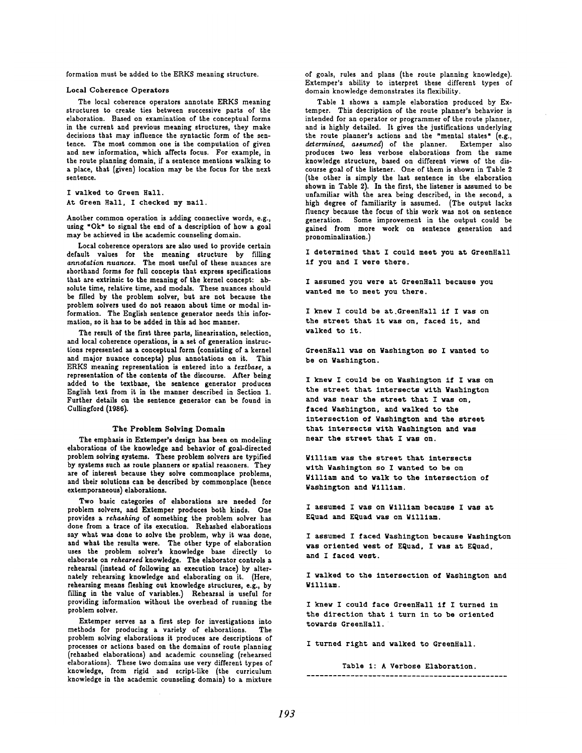formation must be added to the ERKS meaning structure.

### Local Coherence Operators

The local coherence operators annotate ERKS meaning structures to create ties between successive parts of the elaboration. Based on examination of the conceptual forms in the current and previous meaning structures, they make decisions that may influence the syntactic form of the sentence. The most common one is the computation of given and new information, which affects focus. For example, in the route planning domain, if a sentence mentions walking to a place, that (given) location may be the focus for the next sentence.

```
I walked to Green Hall.
At Green Hall, I checked my mail.
```

Another common operation is adding connective words, e.g., using "Ok" to signal the end of a description of how a goal may be achieved in the academic counseling domain.

Local coherence operators are also used to provide certain default values for the meaning structure by filling *annotation nuances*. The most useful of these nuances are shorthand forms for full concepts that express specifications that are extrinsic to the meaning of the kernel concept: absolute time, relative time, and modals. These nuances should be filled by the problem solver, but are not because the problem solvers used do not reason about time or modal information. The English sentence generator needs this information, so it has to be added in this ad hoc manner.

The result of the first three parts, linearization, selection, and local coherence operations, is a set of generation instructions represented as a conceptual form (consisting of a kernel and major nuance concepts) plus annotations on it. This ERKS meaning representation is entered into a *textbase*, a representation of the contents of the discourse. After being added to the textbase, the sentence generator produces English text from it in the manner described in Section 1. Further details on the sentence generator can be found in Cullingford (1986).

## The Problem Solving Domain

The emphasis in Extemper's design has been on modeling elaborations of the knowledge and behavior of goal-directed problem solving systems. These problem solvers are typified by systems such as route planners or spatial reasoners. They are of interest because they solve commonplace problems, and their solutions can be described by commonplace (hence extemporaneous) elaborations.

Two basic categories of elaborations are needed for problem solvers, and Extemper produces both kinds. One provides a *rehashing* of something the problem solver has done from a trace of its execution. Rehashed elaborations say what was done to solve the problem, why it was done, and what the results were. The other type of elaboration uses the problem solver's knowledge base directly to elaborate on *rehearsed* knowledge. The elaborator controls a rehearsal (instead of following an execution trace) by alternately rehearsing knowledge and elaborating on it. (Here, rehearsing means fleshing out knowledge structures, e.g., by filling in the value of variables.) Rehearsal is useful for providing information without the overhead of running the problem solver.

Extemper serves as a first step for investigations into methods for producing a variety of elaborations. The problem solving elaborations it produces are descriptions of processes or actions based on the domains of route planning (rehashed elaborations) and academic counseling (rehearsed elaborations). These two domains use very different types of knowledge, from rigid and script-like (the curriculum knowledge in the academic counseling domain) to a mixture of goals, rules and plans (the route planning knowledge). Extemper's ability to interpret these different types of domain knowledge demonstrates its flexibility.

Table 1 shows a sample elaboration produced by Extemper. This description of the route planner's behavior is intended for an operator or programmer of the route planner, and is highly detailed. It gives the justifications underlying the route planner's actions and the "mental states" (e.g., *determined*, *assumed*) of the planner. Extemper also produces two less verbose elaborations from the same knowledge structure, based on different views of the discourse goal of the listener. One of them is shown in Table 2 (the other is simply the last sentence in the elaboration shown in Table 2). In the first, the listener is assumed to be unfamiliar with the area being described, in the second, a high degree of familiarity is assumed. (The output lacks fluency because the focus of this work was not on sentence generation. Some improvement in the output could be gained from more work on sentence generation and pronominalization.)

```
I determined that I could meet you at GreenHall
if you and I were there.

I assumed you were at GreenHall because you
wanted me to meet you there.

I knew I could be at GreenHall if I was on
the street that it was on, faced it, and
walked to it.

GreenHall was on Washington so I wanted to
be on Washington.

I knew I could be on Washington if I was on
the street that intersects with Washington
and was near the street that I was on,
faced Washington, and walked to the
intersection of Washington and the street
that intersects with Washington and was
near the street that I was on.

William was the street that intersects
with Washington so I wanted to be on
William and to walk to the intersection of
Washington and William.

I assumed I was on William because I was at
EQuad and EQuad was on William.

I assumed I faced Washington because Washington
was oriented west of EQuad, I was at EQuad,
and I faced west.

I walked to the intersection of Washington and
William.

I knew I could face GreenHall if I turned in
the direction that i turn in to be oriented
towards GreenHall.

I turned right and walked to GreenHall.
```

Table 1: A Verbose Elaboration.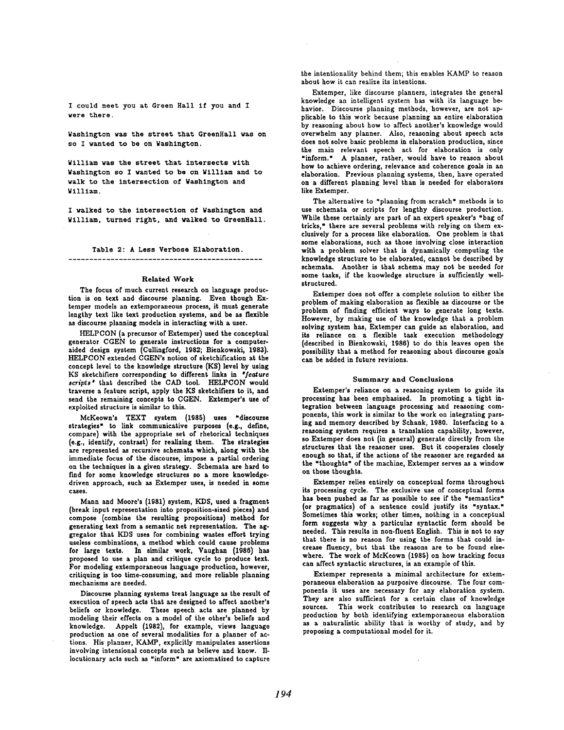```
I could meet you at Green Hall if you and I
were there.

Washington was the street that GreenHall was on
so I wanted to be on Washington.

William was the street that intersects with
Washington so I wanted to be on William and to
walk to the intersection of Washington and
William.

I walked to the intersection of Washington and
William, turned right, and walked to GreenHall.
```

Table 2: A Less Verbose Elaboration.

### Related Work

The focus of much current research on language production is on text and discourse planning. Even though Extemper models an extemporaneous process, it must generate lengthy text like text production systems, and be as flexible as discourse planning models in interacting with a user.

HELPCON (a precursor of Extemper) used the conceptual generator CGEN to generate instructions for a computer-aided design system (Cullingford, 1982; Bienkowski, 1983). HELPCON extended CGEN's notion of sketchification at the concept level to the knowledge structure (KS) level by using KS sketchifiers corresponding to different links in *"feature scripts"* that described the CAD tool. HELPCON would traverse a feature script, apply the KS sketchifiers to it, and send the remaining concepts to CGEN. Extemper's use of exploited structure is similar to this.

McKeown's TEXT system (1985) uses "discourse strategies" to link communicative purposes (e.g., define, compare) with the appropriate set of rhetorical techniques (e.g., identify, contrast) for realizing them. The strategies are represented as recursive schemata which, along with the immediate focus of the discourse, impose a partial ordering on the techniques in a given strategy. Schemata are hard to find for some knowledge structures so a more knowledge-driven approach, such as Extemper uses, is needed in some cases.

Mann and Moore's (1981) system, KDS, used a fragment (break input representation into proposition-sized pieces) and compose (combine the resulting propositions) method for generating text from a semantic net representation. The aggregator that KDS uses for combining wastes effort trying useless combinations, a method which could cause problems for large texts. In similar work, Vaughan (1986) has proposed to use a plan and critique cycle to produce text. For modeling extemporaneous language production, however, critiquing is too time-consuming, and more reliable planning mechanisms are needed.

Discourse planning systems treat language as the result of execution of speech acts that are designed to affect another's beliefs or knowledge. These speech acts are planned by modeling their effects on a model of the other's beliefs and knowledge. Appelt (1982), for example, views language production as one of several modalities for a planner of actions. His planner, KAMP, explicitly manipulates assertions involving intensional concepts such as believe and know. Illocutionary acts such as "inform" are axiomatized to capture the intentionality behind them; this enables KAMP to reason about how it can realize its intentions.

Extemper, like discourse planners, integrates the general knowledge an intelligent system has with its language behavior. Discourse planning methods, however, are not applicable to this work because planning an entire elaboration by reasoning about how to affect another's knowledge would overwhelm any planner. Also, reasoning about speech acts does not solve basic problems in elaboration production, since the main relevant speech act for elaboration is only "inform." A planner, rather, would have to reason about how to achieve ordering, relevance and coherence goals in an elaboration. Previous planning systems, then, have operated on a different planning level than is needed for elaborators like Extemper.

The alternative to "planning from scratch" methods is to use schemata or scripts for lengthy discourse production. While these certainly are part of an expert speaker's "bag of tricks," there are several problems with relying on them exclusively for a process like elaboration. One problem is that some elaborations, such as those involving close interaction with a problem solver that is dynamically computing the knowledge structure to be elaborated, cannot be described by schemata. Another is that schema may not be needed for some tasks, if the knowledge structure is sufficiently well-structured.

Extemper does not offer a complete solution to either the problem of making elaboration as flexible as discourse or the problem of finding efficient ways to generate long texts. However, by making use of the knowledge that a problem solving system has, Extemper can guide an elaboration, and its reliance on a flexible task execution methodology (described in Bienkowski, 1986) to do this leaves open the possibility that a method for reasoning about discourse goals can be added in future revisions.

### Summary and Conclusions

Extemper's reliance on a reasoning system to guide its processing has been emphasized. In promoting a tight integration between language processing and reasoning components, this work is similar to the work on integrating parsing and memory described by Schank, 1980. Interfacing to a reasoning system requires a translation capability, however, so Extemper does not (in general) generate directly from the structures that the reasoner uses. But it cooperates closely enough so that, if the actions of the reasoner are regarded as the "thoughts" of the machine, Extemper serves as a window on those thoughts.

Extemper relies entirely on conceptual forms throughout its processing cycle. The exclusive use of conceptual forms has been pushed as far as possible to see if the "semantics" (or pragmatics) of a sentence could justify its "syntax." Sometimes this works; other times, nothing in a conceptual form suggests why a particular syntactic form should be needed. This results in non-fluent English. This is not to say that there is no reason for using the forms that could increase fluency, but that the reasons are to be found elsewhere. The work of McKeown (1985) on how tracking focus can affect syntactic structures, is an example of this.

Extemper represents a minimal architecture for extemporaneous elaboration as purposive discourse. The four components it uses are necessary for any elaboration system. They are also sufficient for a certain class of knowledge sources. This work contributes to research on language production by both identifying extemporaneous elaboration as a naturalistic ability that is worthy of study, and by proposing a computational model for it.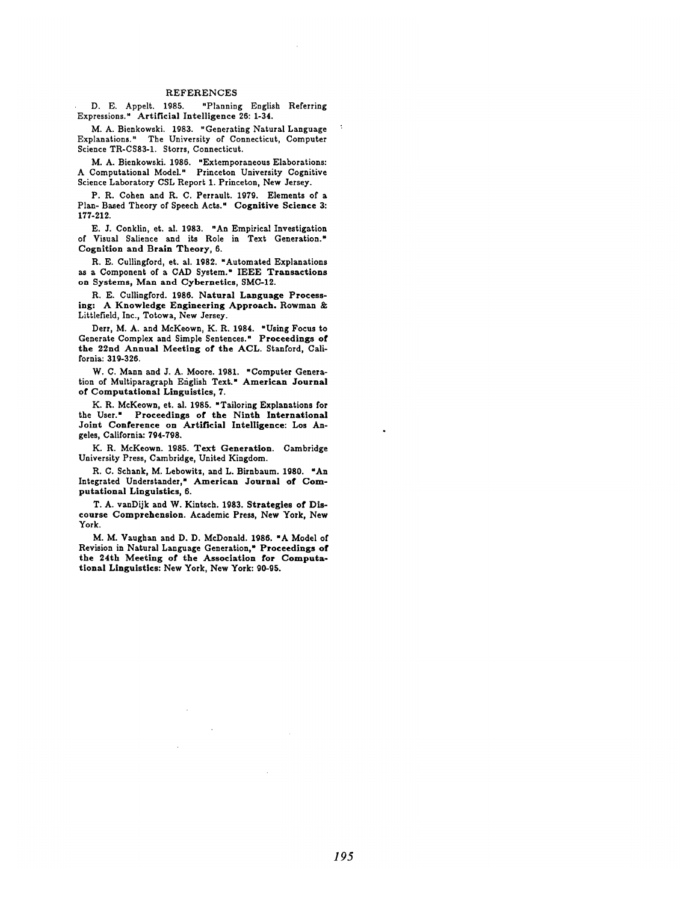## REFERENCES

D. E. Appelt. 1985. "Planning English Referring Expressions." **Artificial Intelligence** 26: 1-34.

M. A. Bienkowski. 1983. "Generating Natural Language Explanations." The University of Connecticut, Computer Science TR-CS83-1. Storrs, Connecticut.

M. A. Bienkowski. 1986. "Extemporaneous Elaborations: A Computational Model." Princeton University Cognitive Science Laboratory CSL Report 1. Princeton, New Jersey.

P. R. Cohen and R. C. Perrault. 1979. Elements of a Plan- Based Theory of Speech Acts." **Cognitive Science** 3: 177-212.

E. J. Conklin, et. al. 1983. "An Empirical Investigation of Visual Salience and its Role in Text Generation." **Cognition and Brain Theory**, 6.

R. E. Cullingford, et. al. 1982. "Automated Explanations as a Component of a CAD System." **IEEE Transactions on Systems, Man and Cybernetics**, SMC-12.

R. E. Cullingford. 1986. **Natural Language Processing: A Knowledge Engineering Approach.** Rowman & Littlefield, Inc., Totowa, New Jersey.

Derr, M. A. and McKeown, K. R. 1984. "Using Focus to Generate Complex and Simple Sentences." **Proceedings of the 22nd Annual Meeting of the ACL.** Stanford, California: 319-326.

W. C. Mann and J. A. Moore. 1981. "Computer Generation of Multiparagraph English Text." **American Journal of Computational Linguistics**, 7.

K. R. McKeown, et. al. 1985. "Tailoring Explanations for the User." **Proceedings of the Ninth International Joint Conference on Artificial Intelligence**: Los Angeles, California: 794-798.

K. R. McKeown. 1985. **Text Generation.** Cambridge University Press, Cambridge, United Kingdom.

R. C. Schank, M. Lebowitz, and L. Birnbaum. 1980. "An Integrated Understander," **American Journal of Computational Linguistics**, 6.

T. A. vanDijk and W. Kintsch. 1983. **Strategies of Discourse Comprehension.** Academic Press, New York, New York.

M. M. Vaughan and D. D. McDonald. 1986. "A Model of Revision in Natural Language Generation," **Proceedings of the 24th Meeting of the Association for Computational Linguistics**: New York, New York: 90-95.